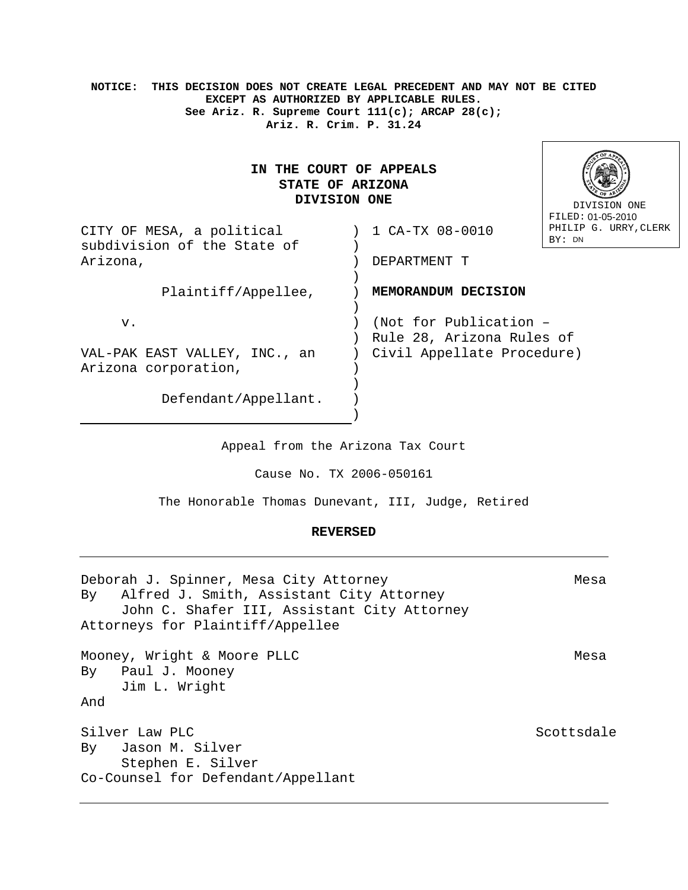**NOTICE: THIS DECISION DOES NOT CREATE LEGAL PRECEDENT AND MAY NOT BE CITED EXCEPT AS AUTHORIZED BY APPLICABLE RULES.**
**See Ariz. R. Supreme Court 111(c); ARCAP 28(c);**
**Ariz. R. Crim. P. 31.24**

DIVISION ONE
FILED: 01-05-2010
PHILIP G. URRY, CLERK
BY: DN

# IN THE COURT OF APPEALS
# STATE OF ARIZONA
# DIVISION ONE

CITY OF MESA, a political subdivision of the State of Arizona,

Plaintiff/Appellee,

v.

VAL-PAK EAST VALLEY, INC., an Arizona corporation,

Defendant/Appellant.

1 CA-TX 08-0010

DEPARTMENT T

**MEMORANDUM DECISION**

(Not for Publication – Rule 28, Arizona Rules of Civil Appellate Procedure)

---

Appeal from the Arizona Tax Court

Cause No. TX 2006-050161

The Honorable Thomas Dunevant, III, Judge, Retired

**REVERSED**

---

Deborah J. Spinner, Mesa City Attorney — Mesa
By Alfred J. Smith, Assistant City Attorney
John C. Shafer III, Assistant City Attorney
Attorneys for Plaintiff/Appellee

Mooney, Wright & Moore PLLC — Mesa
By Paul J. Mooney
Jim L. Wright
And

Silver Law PLC — Scottsdale
By Jason M. Silver
Stephen E. Silver
Co-Counsel for Defendant/Appellant

---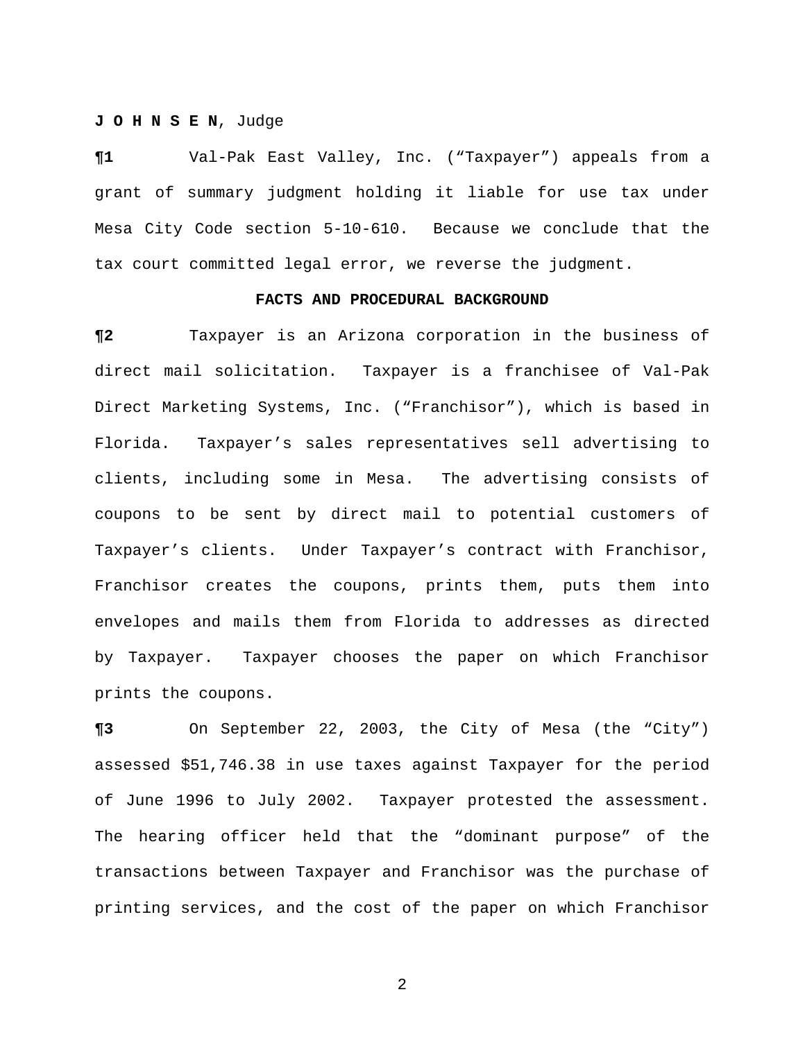**J O H N S E N**, Judge

**¶1** Val-Pak East Valley, Inc. ("Taxpayer") appeals from a grant of summary judgment holding it liable for use tax under Mesa City Code section 5-10-610. Because we conclude that the tax court committed legal error, we reverse the judgment.

**FACTS AND PROCEDURAL BACKGROUND**

**¶2** Taxpayer is an Arizona corporation in the business of direct mail solicitation. Taxpayer is a franchisee of Val-Pak Direct Marketing Systems, Inc. ("Franchisor"), which is based in Florida. Taxpayer's sales representatives sell advertising to clients, including some in Mesa. The advertising consists of coupons to be sent by direct mail to potential customers of Taxpayer's clients. Under Taxpayer's contract with Franchisor, Franchisor creates the coupons, prints them, puts them into envelopes and mails them from Florida to addresses as directed by Taxpayer. Taxpayer chooses the paper on which Franchisor prints the coupons.

**¶3** On September 22, 2003, the City of Mesa (the "City") assessed $51,746.38 in use taxes against Taxpayer for the period of June 1996 to July 2002. Taxpayer protested the assessment. The hearing officer held that the "dominant purpose" of the transactions between Taxpayer and Franchisor was the purchase of printing services, and the cost of the paper on which Franchisor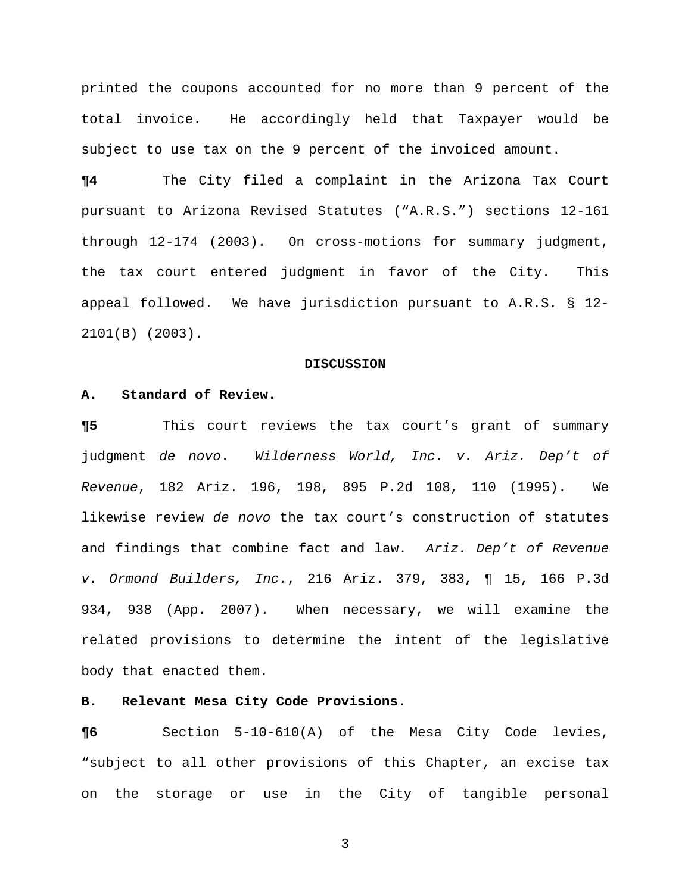printed the coupons accounted for no more than 9 percent of the total invoice. He accordingly held that Taxpayer would be subject to use tax on the 9 percent of the invoiced amount.

**¶4** The City filed a complaint in the Arizona Tax Court pursuant to Arizona Revised Statutes ("A.R.S.") sections 12-161 through 12-174 (2003). On cross-motions for summary judgment, the tax court entered judgment in favor of the City. This appeal followed. We have jurisdiction pursuant to A.R.S. § 12-2101(B) (2003).

## DISCUSSION

### A. Standard of Review.

**¶5** This court reviews the tax court's grant of summary judgment *de novo*. *Wilderness World, Inc. v. Ariz. Dep't of Revenue*, 182 Ariz. 196, 198, 895 P.2d 108, 110 (1995). We likewise review *de novo* the tax court's construction of statutes and findings that combine fact and law. *Ariz. Dep't of Revenue v. Ormond Builders, Inc.*, 216 Ariz. 379, 383, ¶ 15, 166 P.3d 934, 938 (App. 2007). When necessary, we will examine the related provisions to determine the intent of the legislative body that enacted them.

### B. Relevant Mesa City Code Provisions.

**¶6** Section 5-10-610(A) of the Mesa City Code levies, "subject to all other provisions of this Chapter, an excise tax on the storage or use in the City of tangible personal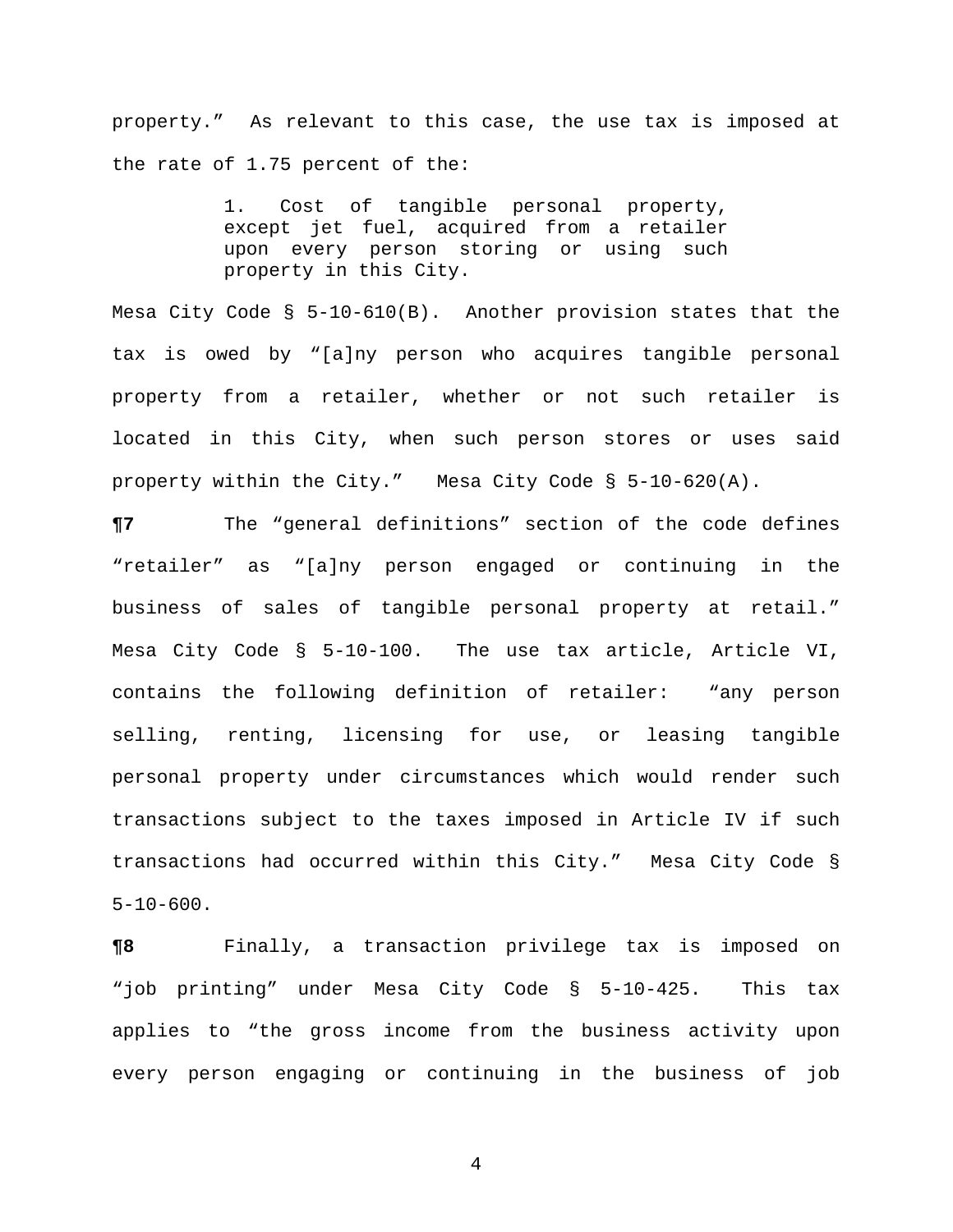property." As relevant to this case, the use tax is imposed at the rate of 1.75 percent of the:

> 1. Cost of tangible personal property, except jet fuel, acquired from a retailer upon every person storing or using such property in this City.

Mesa City Code § 5-10-610(B). Another provision states that the tax is owed by "[a]ny person who acquires tangible personal property from a retailer, whether or not such retailer is located in this City, when such person stores or uses said property within the City." Mesa City Code § 5-10-620(A).

**¶7** The "general definitions" section of the code defines "retailer" as "[a]ny person engaged or continuing in the business of sales of tangible personal property at retail." Mesa City Code § 5-10-100. The use tax article, Article VI, contains the following definition of retailer: "any person selling, renting, licensing for use, or leasing tangible personal property under circumstances which would render such transactions subject to the taxes imposed in Article IV if such transactions had occurred within this City." Mesa City Code § 5-10-600.

**¶8** Finally, a transaction privilege tax is imposed on "job printing" under Mesa City Code § 5-10-425. This tax applies to "the gross income from the business activity upon every person engaging or continuing in the business of job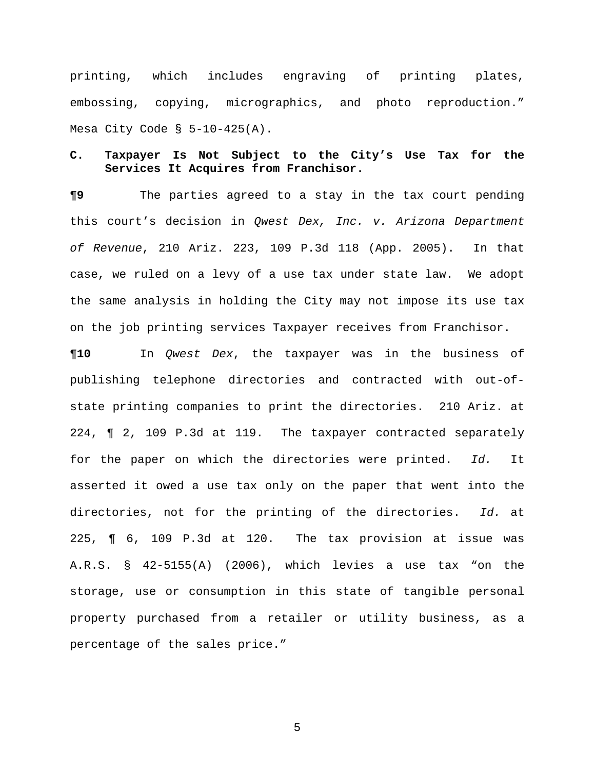printing, which includes engraving of printing plates, embossing, copying, micrographics, and photo reproduction." Mesa City Code § 5-10-425(A).

### C. Taxpayer Is Not Subject to the City's Use Tax for the Services It Acquires from Franchisor.

**¶9** The parties agreed to a stay in the tax court pending this court's decision in *Qwest Dex, Inc. v. Arizona Department of Revenue*, 210 Ariz. 223, 109 P.3d 118 (App. 2005). In that case, we ruled on a levy of a use tax under state law. We adopt the same analysis in holding the City may not impose its use tax on the job printing services Taxpayer receives from Franchisor.

**¶10** In *Qwest Dex*, the taxpayer was in the business of publishing telephone directories and contracted with out-of-state printing companies to print the directories. 210 Ariz. at 224, ¶ 2, 109 P.3d at 119. The taxpayer contracted separately for the paper on which the directories were printed. *Id.* It asserted it owed a use tax only on the paper that went into the directories, not for the printing of the directories. *Id.* at 225, ¶ 6, 109 P.3d at 120. The tax provision at issue was A.R.S. § 42-5155(A) (2006), which levies a use tax "on the storage, use or consumption in this state of tangible personal property purchased from a retailer or utility business, as a percentage of the sales price."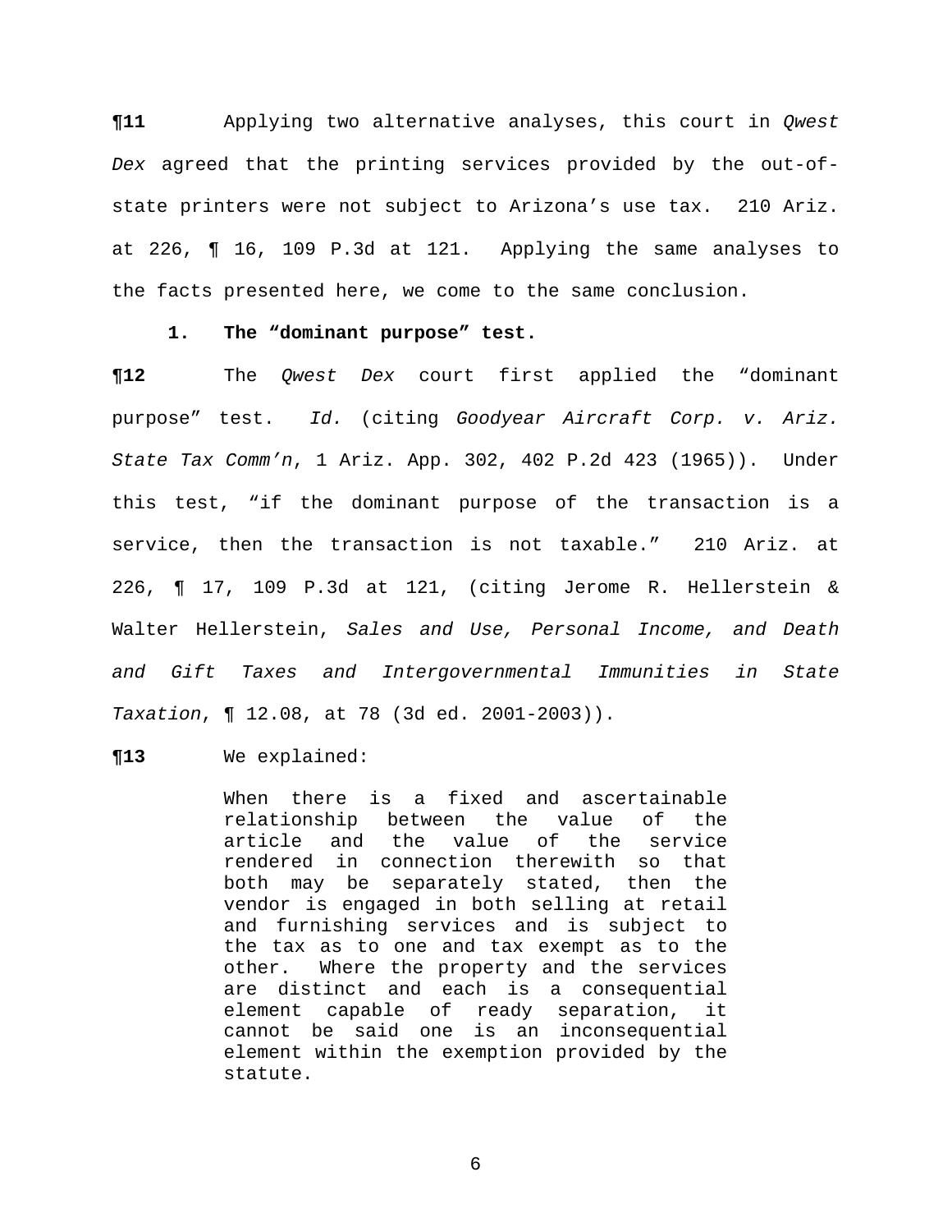**¶11** Applying two alternative analyses, this court in *Qwest Dex* agreed that the printing services provided by the out-of-state printers were not subject to Arizona's use tax. 210 Ariz. at 226, ¶ 16, 109 P.3d at 121. Applying the same analyses to the facts presented here, we come to the same conclusion.

**1. The "dominant purpose" test.**

**¶12** The *Qwest Dex* court first applied the "dominant purpose" test. *Id.* (citing *Goodyear Aircraft Corp. v. Ariz. State Tax Comm'n*, 1 Ariz. App. 302, 402 P.2d 423 (1965)). Under this test, "if the dominant purpose of the transaction is a service, then the transaction is not taxable." 210 Ariz. at 226, ¶ 17, 109 P.3d at 121, (citing Jerome R. Hellerstein & Walter Hellerstein, *Sales and Use, Personal Income, and Death and Gift Taxes and Intergovernmental Immunities in State Taxation*, ¶ 12.08, at 78 (3d ed. 2001-2003)).

**¶13** We explained:

> When there is a fixed and ascertainable relationship between the value of the article and the value of the service rendered in connection therewith so that both may be separately stated, then the vendor is engaged in both selling at retail and furnishing services and is subject to the tax as to one and tax exempt as to the other. Where the property and the services are distinct and each is a consequential element capable of ready separation, it cannot be said one is an inconsequential element within the exemption provided by the statute.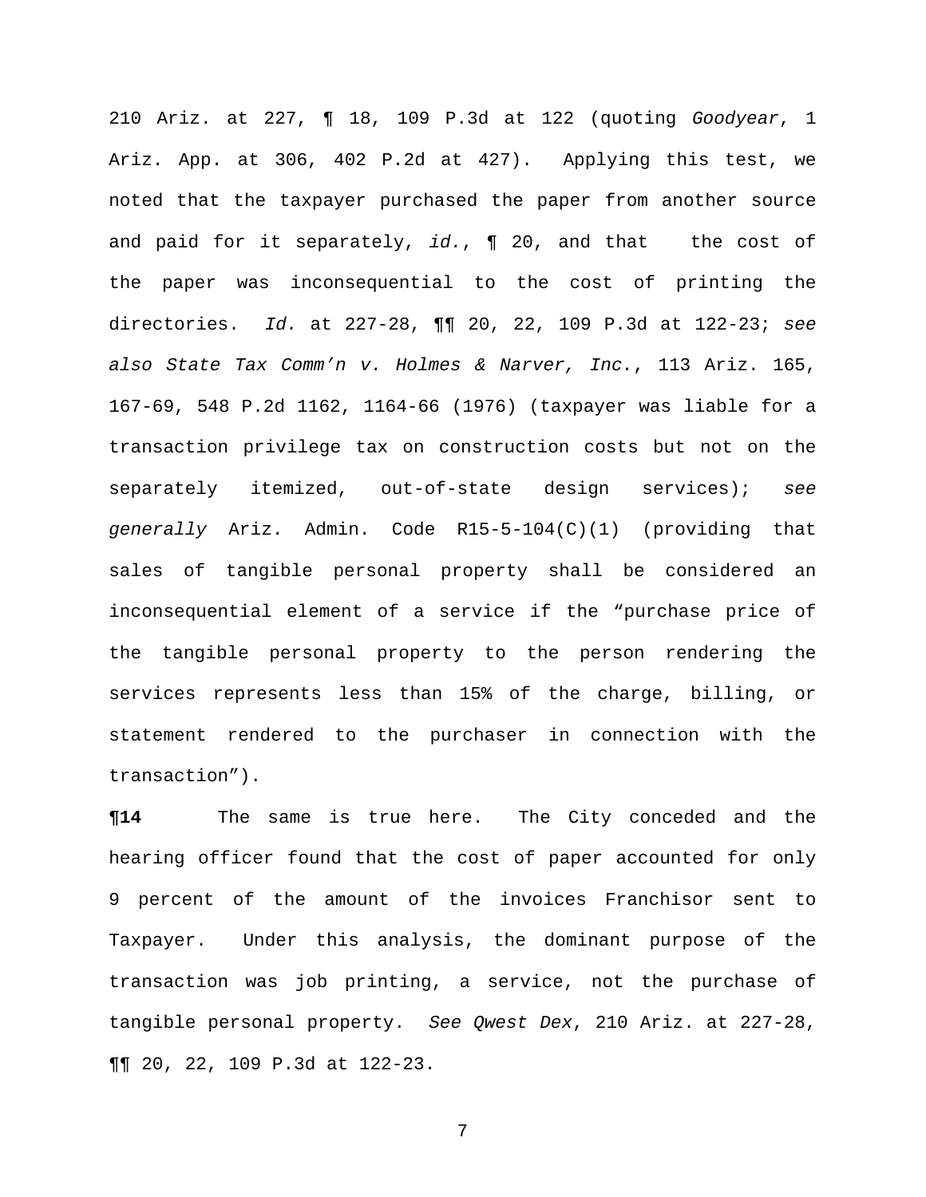210 Ariz. at 227, ¶ 18, 109 P.3d at 122 (quoting *Goodyear*, 1 Ariz. App. at 306, 402 P.2d at 427). Applying this test, we noted that the taxpayer purchased the paper from another source and paid for it separately, *id.*, ¶ 20, and that the cost of the paper was inconsequential to the cost of printing the directories. *Id.* at 227-28, ¶¶ 20, 22, 109 P.3d at 122-23; *see also State Tax Comm'n v. Holmes & Narver, Inc.*, 113 Ariz. 165, 167-69, 548 P.2d 1162, 1164-66 (1976) (taxpayer was liable for a transaction privilege tax on construction costs but not on the separately itemized, out-of-state design services); *see generally* Ariz. Admin. Code R15-5-104(C)(1) (providing that sales of tangible personal property shall be considered an inconsequential element of a service if the "purchase price of the tangible personal property to the person rendering the services represents less than 15% of the charge, billing, or statement rendered to the purchaser in connection with the transaction").

**¶14** The same is true here. The City conceded and the hearing officer found that the cost of paper accounted for only 9 percent of the amount of the invoices Franchisor sent to Taxpayer. Under this analysis, the dominant purpose of the transaction was job printing, a service, not the purchase of tangible personal property. *See Qwest Dex*, 210 Ariz. at 227-28, ¶¶ 20, 22, 109 P.3d at 122-23.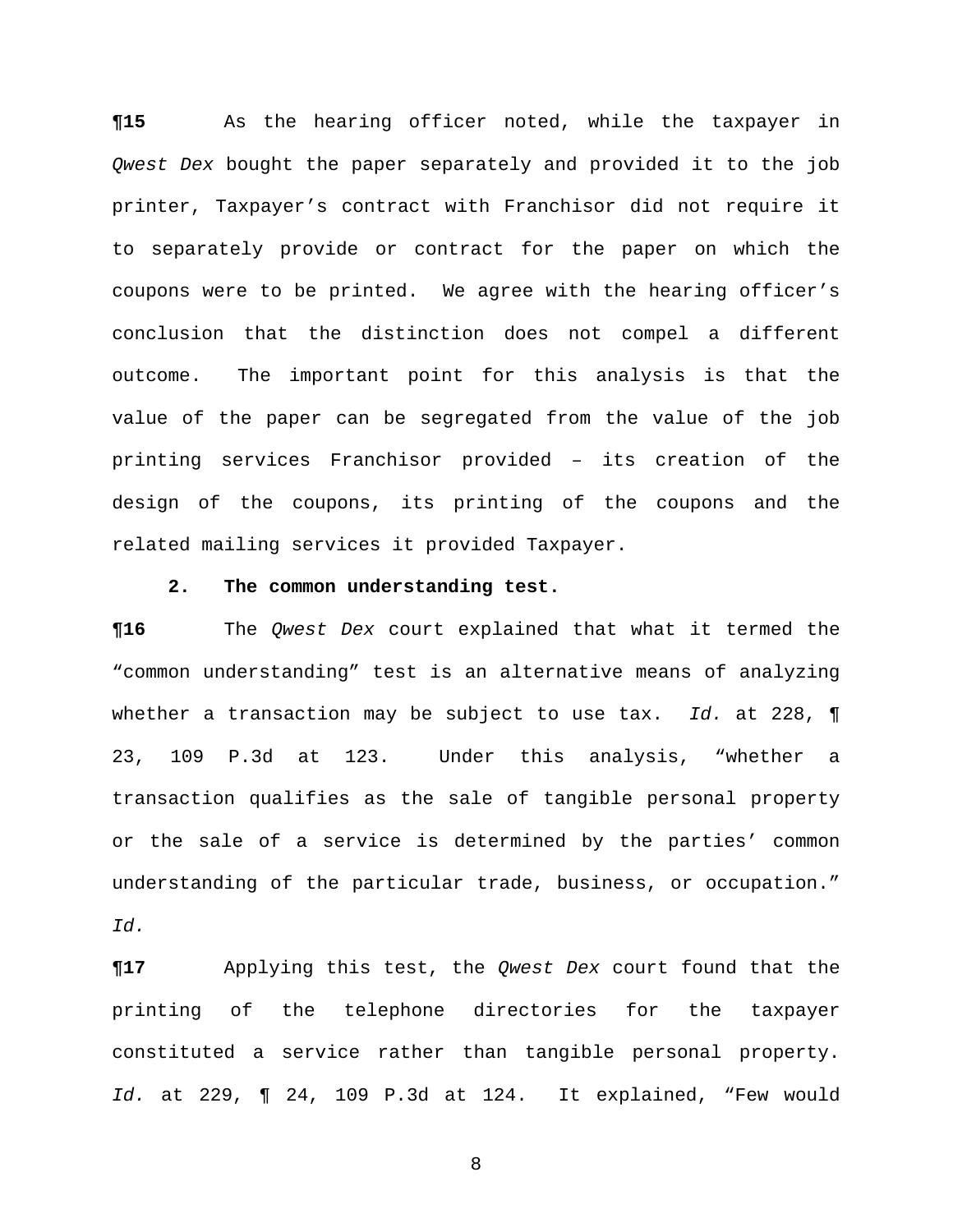**¶15** As the hearing officer noted, while the taxpayer in *Qwest Dex* bought the paper separately and provided it to the job printer, Taxpayer's contract with Franchisor did not require it to separately provide or contract for the paper on which the coupons were to be printed. We agree with the hearing officer's conclusion that the distinction does not compel a different outcome. The important point for this analysis is that the value of the paper can be segregated from the value of the job printing services Franchisor provided – its creation of the design of the coupons, its printing of the coupons and the related mailing services it provided Taxpayer.

**2. The common understanding test.**

**¶16** The *Qwest Dex* court explained that what it termed the "common understanding" test is an alternative means of analyzing whether a transaction may be subject to use tax. *Id.* at 228, ¶ 23, 109 P.3d at 123. Under this analysis, "whether a transaction qualifies as the sale of tangible personal property or the sale of a service is determined by the parties' common understanding of the particular trade, business, or occupation." *Id.*

**¶17** Applying this test, the *Qwest Dex* court found that the printing of the telephone directories for the taxpayer constituted a service rather than tangible personal property. *Id.* at 229, ¶ 24, 109 P.3d at 124. It explained, "Few would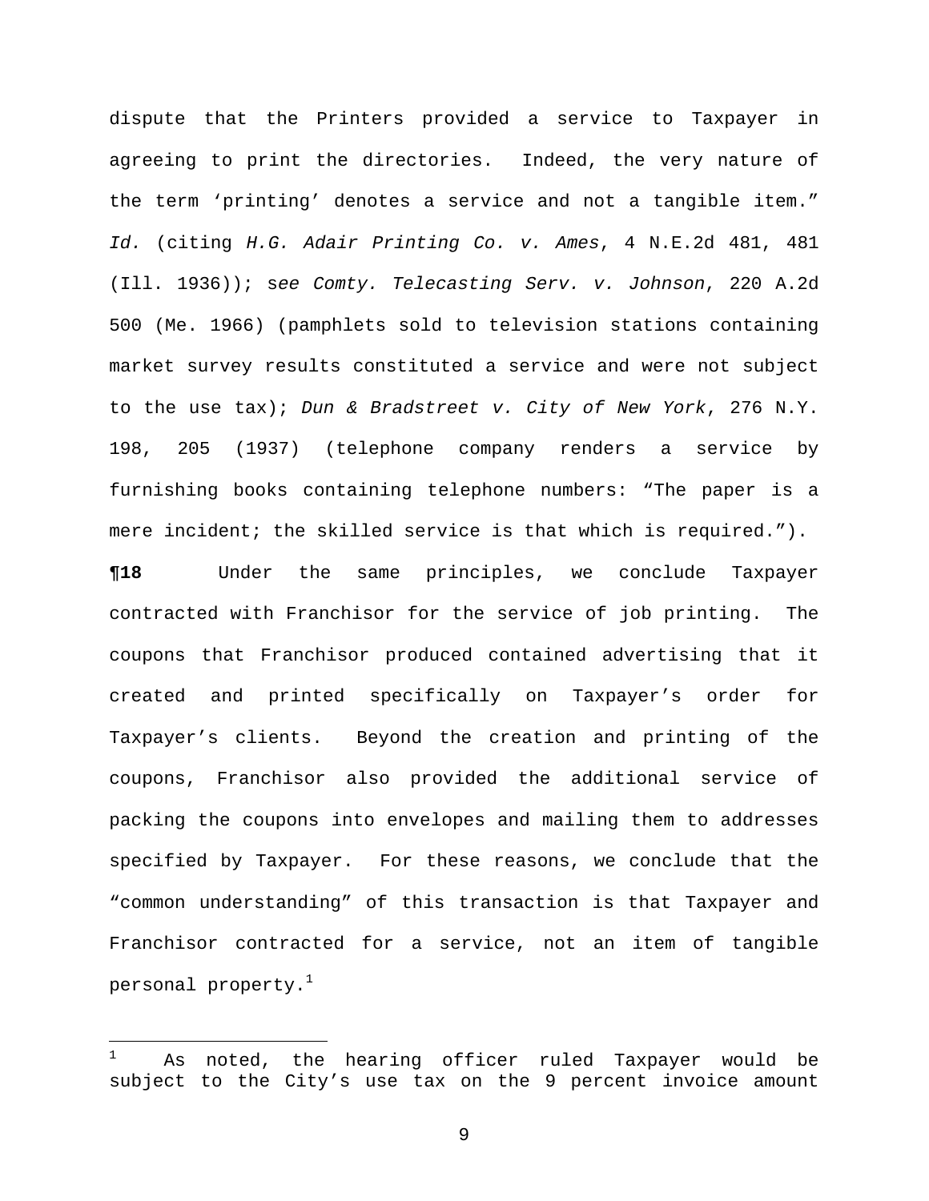dispute that the Printers provided a service to Taxpayer in agreeing to print the directories. Indeed, the very nature of the term 'printing' denotes a service and not a tangible item." *Id.* (citing *H.G. Adair Printing Co. v. Ames*, 4 N.E.2d 481, 481 (Ill. 1936)); s*ee Comty. Telecasting Serv. v. Johnson*, 220 A.2d 500 (Me. 1966) (pamphlets sold to television stations containing market survey results constituted a service and were not subject to the use tax); *Dun & Bradstreet v. City of New York*, 276 N.Y. 198, 205 (1937) (telephone company renders a service by furnishing books containing telephone numbers: "The paper is a mere incident; the skilled service is that which is required.").

**¶18** Under the same principles, we conclude Taxpayer contracted with Franchisor for the service of job printing. The coupons that Franchisor produced contained advertising that it created and printed specifically on Taxpayer's order for Taxpayer's clients. Beyond the creation and printing of the coupons, Franchisor also provided the additional service of packing the coupons into envelopes and mailing them to addresses specified by Taxpayer. For these reasons, we conclude that the "common understanding" of this transaction is that Taxpayer and Franchisor contracted for a service, not an item of tangible personal property.[1]

---

[1] As noted, the hearing officer ruled Taxpayer would be subject to the City's use tax on the 9 percent invoice amount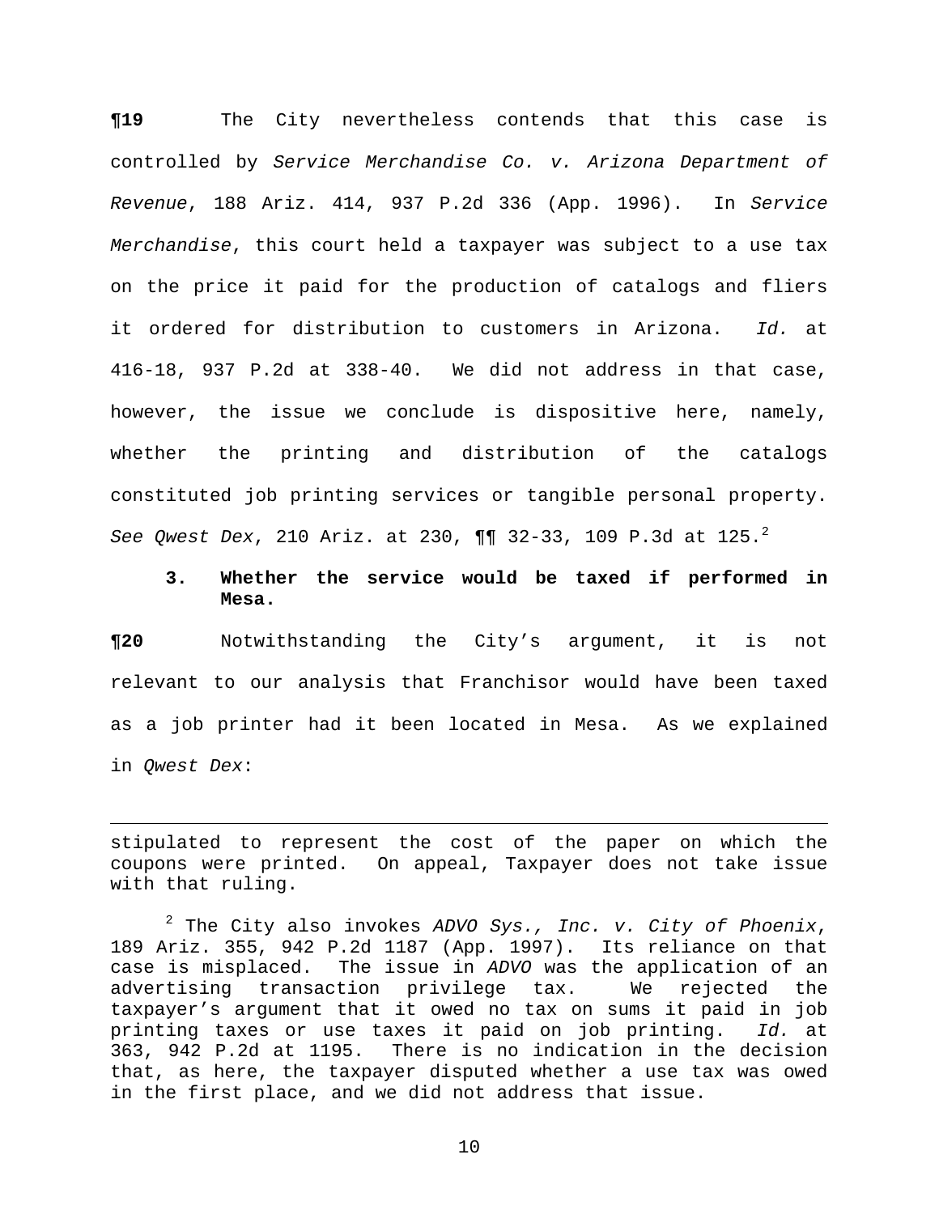**¶19** The City nevertheless contends that this case is controlled by *Service Merchandise Co. v. Arizona Department of Revenue*, 188 Ariz. 414, 937 P.2d 336 (App. 1996). In *Service Merchandise*, this court held a taxpayer was subject to a use tax on the price it paid for the production of catalogs and fliers it ordered for distribution to customers in Arizona. *Id.* at 416-18, 937 P.2d at 338-40. We did not address in that case, however, the issue we conclude is dispositive here, namely, whether the printing and distribution of the catalogs constituted job printing services or tangible personal property. *See Qwest Dex*, 210 Ariz. at 230, ¶¶ 32-33, 109 P.3d at 125.[2]

### 3. Whether the service would be taxed if performed in Mesa.

**¶20** Notwithstanding the City's argument, it is not relevant to our analysis that Franchisor would have been taxed as a job printer had it been located in Mesa. As we explained in *Qwest Dex*:

---

stipulated to represent the cost of the paper on which the coupons were printed. On appeal, Taxpayer does not take issue with that ruling.

[2] The City also invokes *ADVO Sys., Inc. v. City of Phoenix*, 189 Ariz. 355, 942 P.2d 1187 (App. 1997). Its reliance on that case is misplaced. The issue in *ADVO* was the application of an advertising transaction privilege tax. We rejected the taxpayer's argument that it owed no tax on sums it paid in job printing taxes or use taxes it paid on job printing. *Id.* at 363, 942 P.2d at 1195. There is no indication in the decision that, as here, the taxpayer disputed whether a use tax was owed in the first place, and we did not address that issue.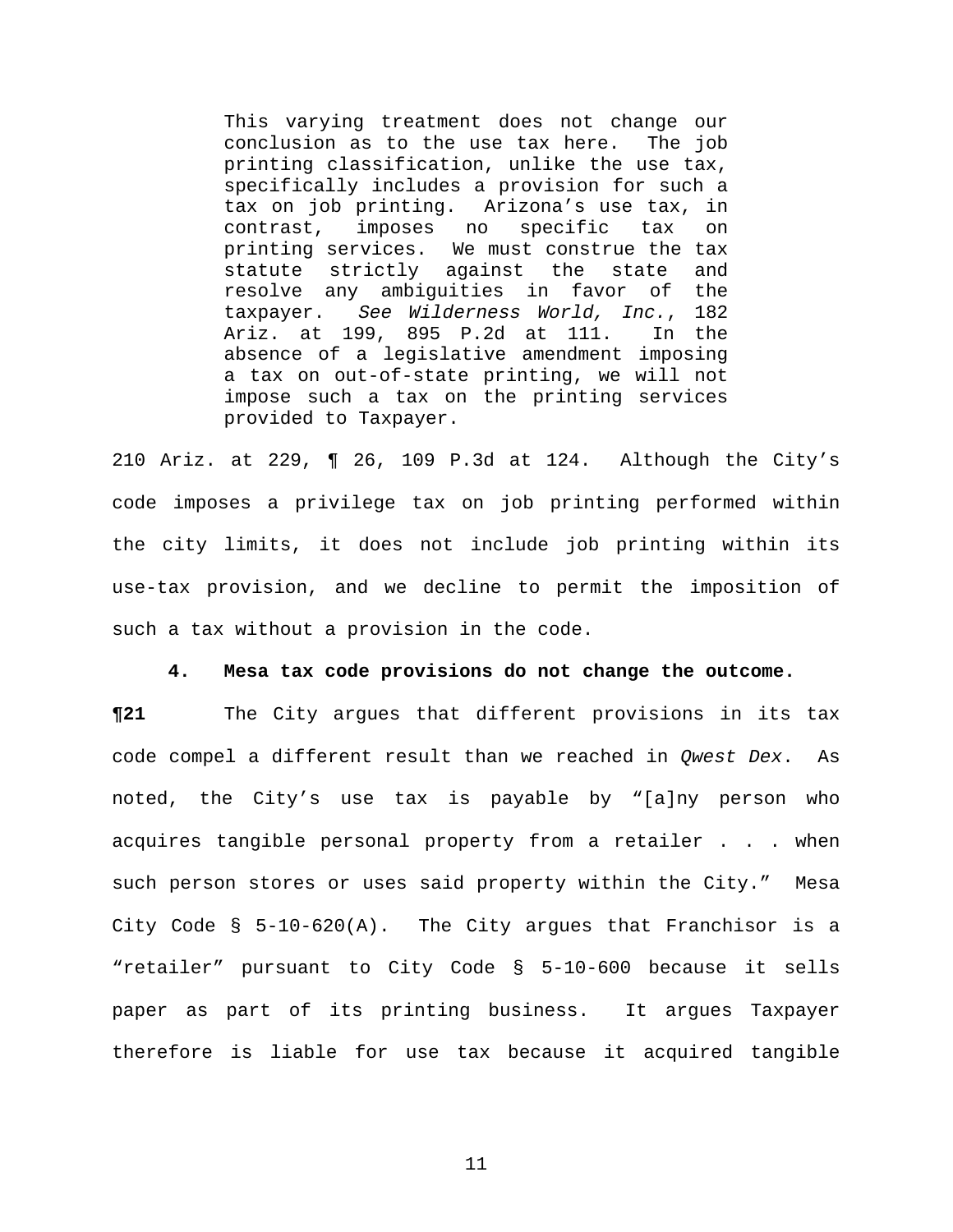> This varying treatment does not change our conclusion as to the use tax here. The job printing classification, unlike the use tax, specifically includes a provision for such a tax on job printing. Arizona's use tax, in contrast, imposes no specific tax on printing services. We must construe the tax statute strictly against the state and resolve any ambiguities in favor of the taxpayer. *See Wilderness World, Inc.*, 182 Ariz. at 199, 895 P.2d at 111. In the absence of a legislative amendment imposing a tax on out-of-state printing, we will not impose such a tax on the printing services provided to Taxpayer.

210 Ariz. at 229, ¶ 26, 109 P.3d at 124. Although the City's code imposes a privilege tax on job printing performed within the city limits, it does not include job printing within its use-tax provision, and we decline to permit the imposition of such a tax without a provision in the code.

**4. Mesa tax code provisions do not change the outcome.**

**¶21** The City argues that different provisions in its tax code compel a different result than we reached in *Qwest Dex*. As noted, the City's use tax is payable by "[a]ny person who acquires tangible personal property from a retailer . . . when such person stores or uses said property within the City." Mesa City Code § 5-10-620(A). The City argues that Franchisor is a "retailer" pursuant to City Code § 5-10-600 because it sells paper as part of its printing business. It argues Taxpayer therefore is liable for use tax because it acquired tangible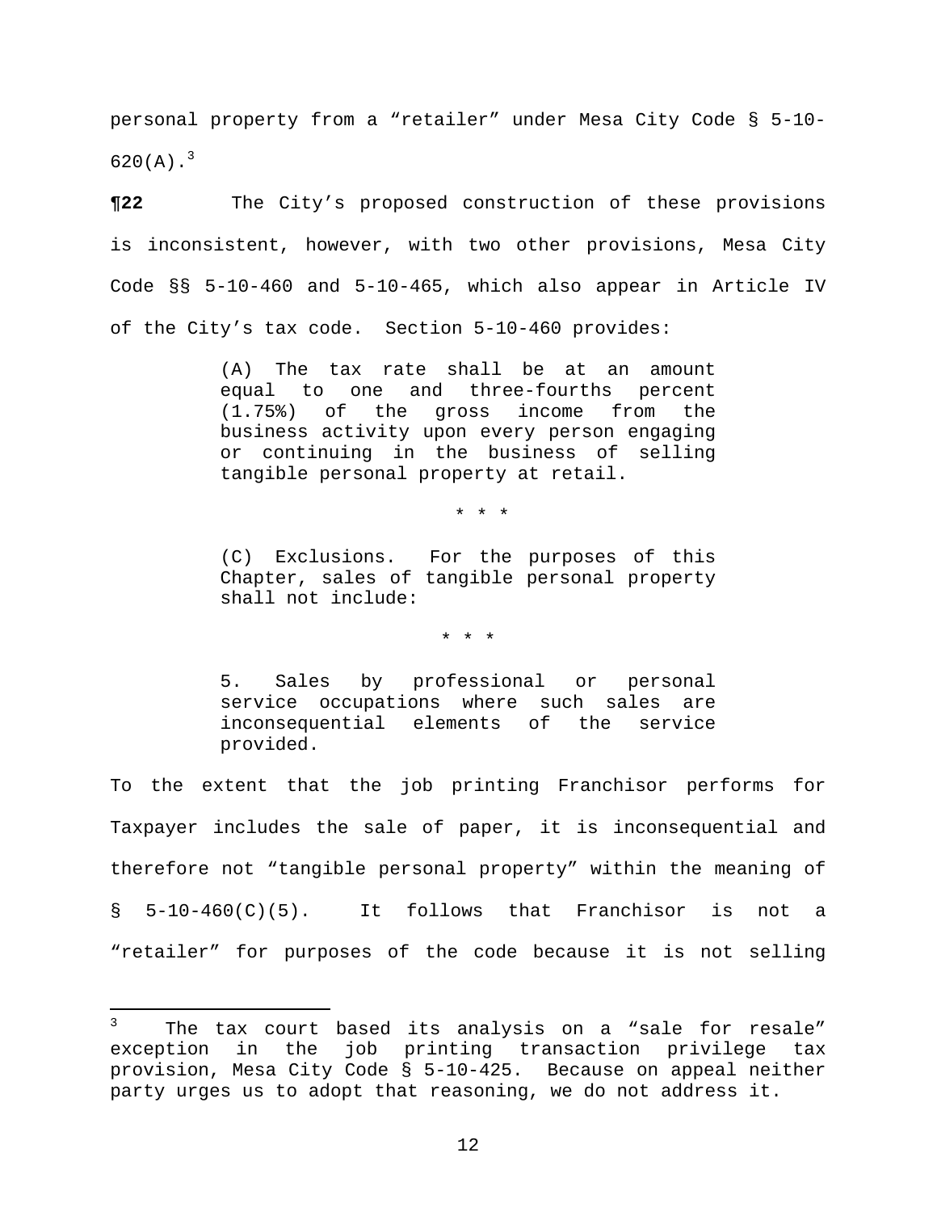personal property from a "retailer" under Mesa City Code § 5-10-620(A).[3]

**¶22** The City's proposed construction of these provisions is inconsistent, however, with two other provisions, Mesa City Code §§ 5-10-460 and 5-10-465, which also appear in Article IV of the City's tax code. Section 5-10-460 provides:

> (A) The tax rate shall be at an amount equal to one and three-fourths percent (1.75%) of the gross income from the business activity upon every person engaging or continuing in the business of selling tangible personal property at retail.
>
> \* \* \*
>
> (C) Exclusions. For the purposes of this Chapter, sales of tangible personal property shall not include:
>
> \* \* \*
>
> 5. Sales by professional or personal service occupations where such sales are inconsequential elements of the service provided.

To the extent that the job printing Franchisor performs for Taxpayer includes the sale of paper, it is inconsequential and therefore not "tangible personal property" within the meaning of § 5-10-460(C)(5). It follows that Franchisor is not a "retailer" for purposes of the code because it is not selling

---

[3] The tax court based its analysis on a "sale for resale" exception in the job printing transaction privilege tax provision, Mesa City Code § 5-10-425. Because on appeal neither party urges us to adopt that reasoning, we do not address it.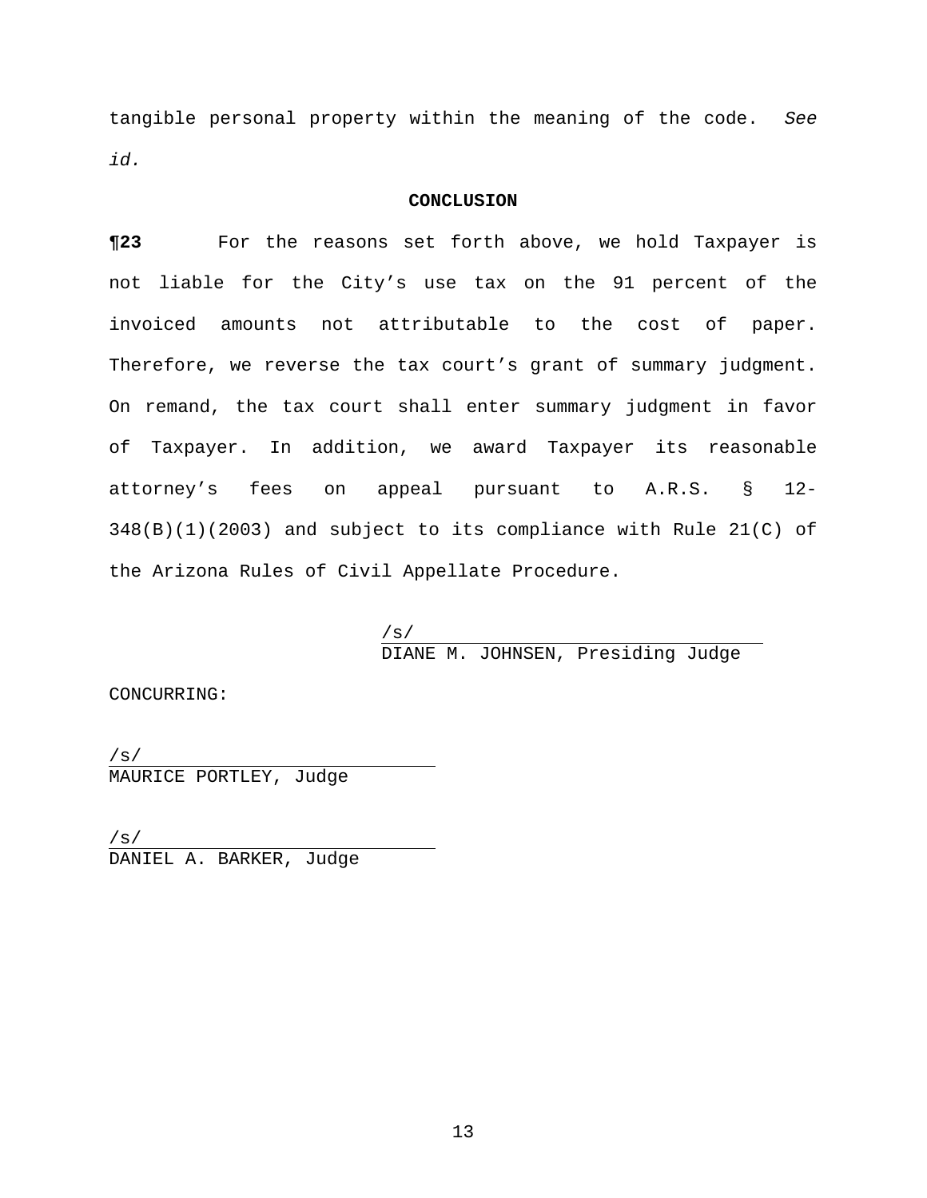tangible personal property within the meaning of the code. *See id.*

**CONCLUSION**

**¶23** For the reasons set forth above, we hold Taxpayer is not liable for the City's use tax on the 91 percent of the invoiced amounts not attributable to the cost of paper. Therefore, we reverse the tax court's grant of summary judgment. On remand, the tax court shall enter summary judgment in favor of Taxpayer. In addition, we award Taxpayer its reasonable attorney's fees on appeal pursuant to A.R.S. § 12-348(B)(1)(2003) and subject to its compliance with Rule 21(C) of the Arizona Rules of Civil Appellate Procedure.

/s/
DIANE M. JOHNSEN, Presiding Judge

CONCURRING:

/s/
MAURICE PORTLEY, Judge

/s/
DANIEL A. BARKER, Judge